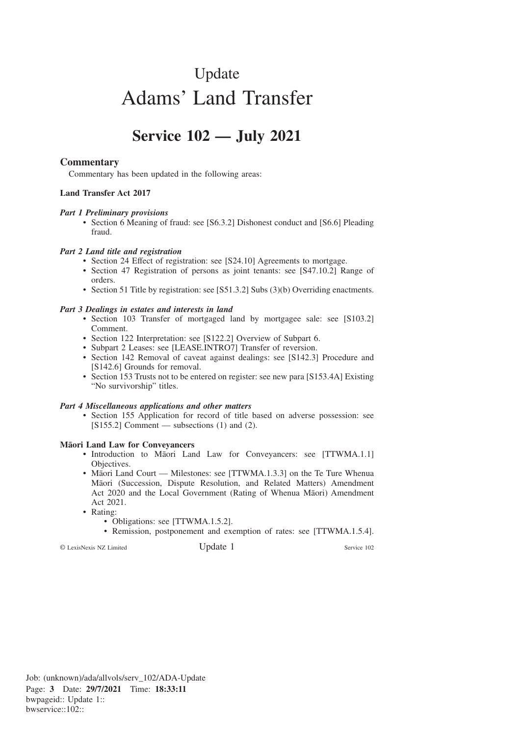# Update

# Adams' Land Transfer

## Service 102 — July 2021

### Commentary

Commentary has been updated in the following areas:

**Land Transfer Act 2017**

***Part 1 Preliminary provisions***

- Section 6 Meaning of fraud: see [S6.3.2] Dishonest conduct and [S6.6] Pleading fraud.

***Part 2 Land title and registration***

- Section 24 Effect of registration: see [S24.10] Agreements to mortgage.
- Section 47 Registration of persons as joint tenants: see [S47.10.2] Range of orders.
- Section 51 Title by registration: see [S51.3.2] Subs (3)(b) Overriding enactments.

***Part 3 Dealings in estates and interests in land***

- Section 103 Transfer of mortgaged land by mortgagee sale: see [S103.2] Comment.
- Section 122 Interpretation: see [S122.2] Overview of Subpart 6.
- Subpart 2 Leases: see [LEASE.INTRO7] Transfer of reversion.
- Section 142 Removal of caveat against dealings: see [S142.3] Procedure and [S142.6] Grounds for removal.
- Section 153 Trusts not to be entered on register: see new para [S153.4A] Existing "No survivorship" titles.

***Part 4 Miscellaneous applications and other matters***

- Section 155 Application for record of title based on adverse possession: see [S155.2] Comment — subsections (1) and (2).

**Māori Land Law for Conveyancers**

- Introduction to Māori Land Law for Conveyancers: see [TTWMA.1.1] Objectives.
- Māori Land Court — Milestones: see [TTWMA.1.3.3] on the Te Ture Whenua Māori (Succession, Dispute Resolution, and Related Matters) Amendment Act 2020 and the Local Government (Rating of Whenua Māori) Amendment Act 2021.
- Rating:
  - Obligations: see [TTWMA.1.5.2].
  - Remission, postponement and exemption of rates: see [TTWMA.1.5.4].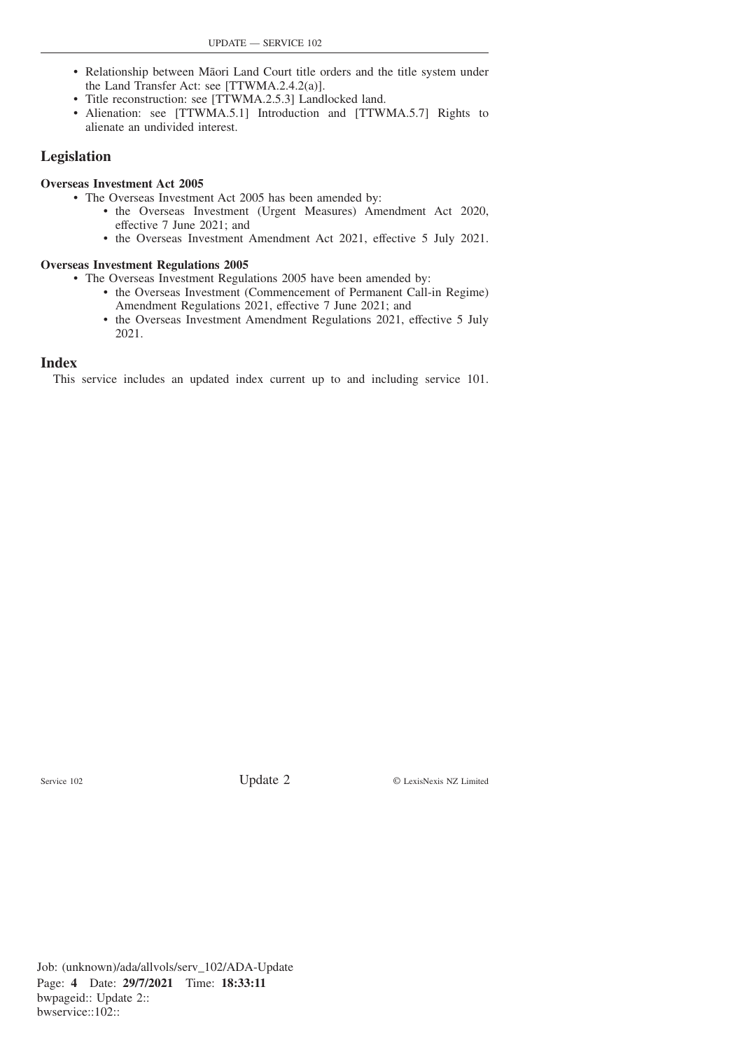- Relationship between Māori Land Court title orders and the title system under the Land Transfer Act: see [TTWMA.2.4.2(a)].
- Title reconstruction: see [TTWMA.2.5.3] Landlocked land.
- Alienation: see [TTWMA.5.1] Introduction and [TTWMA.5.7] Rights to alienate an undivided interest.

## Legislation

**Overseas Investment Act 2005**

- The Overseas Investment Act 2005 has been amended by:
  - the Overseas Investment (Urgent Measures) Amendment Act 2020, effective 7 June 2021; and
  - the Overseas Investment Amendment Act 2021, effective 5 July 2021.

**Overseas Investment Regulations 2005**

- The Overseas Investment Regulations 2005 have been amended by:
  - the Overseas Investment (Commencement of Permanent Call-in Regime) Amendment Regulations 2021, effective 7 June 2021; and
  - the Overseas Investment Amendment Regulations 2021, effective 5 July 2021.

## Index

This service includes an updated index current up to and including service 101.